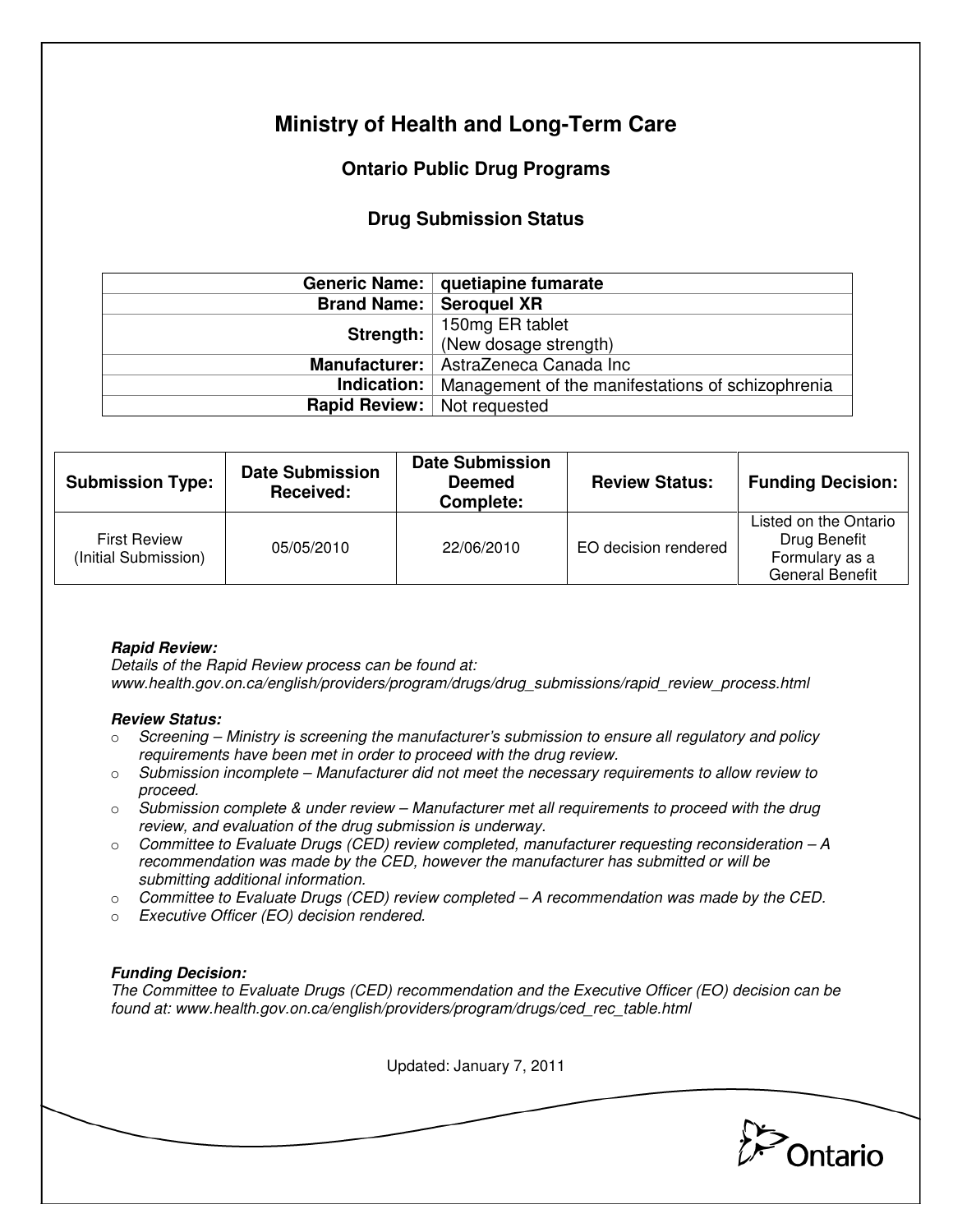# Ministry of Health and Long-Term Care

## Ontario Public Drug Programs

### Drug Submission Status

| | |
|---|---|
| **Generic Name:** | **quetiapine fumarate** |
| **Brand Name:** | **Seroquel XR** |
| **Strength:** | 150mg ER tablet (New dosage strength) |
| **Manufacturer:** | AstraZeneca Canada Inc |
| **Indication:** | Management of the manifestations of schizophrenia |
| **Rapid Review:** | Not requested |

| Submission Type: | Date Submission Received: | Date Submission Deemed Complete: | Review Status: | Funding Decision: |
|---|---|---|---|---|
| First Review (Initial Submission) | 05/05/2010 | 22/06/2010 | EO decision rendered | Listed on the Ontario Drug Benefit Formulary as a General Benefit |

***Rapid Review:***
*Details of the Rapid Review process can be found at:*
*www.health.gov.on.ca/english/providers/program/drugs/drug_submissions/rapid_review_process.html*

***Review Status:***

- *Screening – Ministry is screening the manufacturer's submission to ensure all regulatory and policy requirements have been met in order to proceed with the drug review.*
- *Submission incomplete – Manufacturer did not meet the necessary requirements to allow review to proceed.*
- *Submission complete & under review – Manufacturer met all requirements to proceed with the drug review, and evaluation of the drug submission is underway.*
- *Committee to Evaluate Drugs (CED) review completed, manufacturer requesting reconsideration – A recommendation was made by the CED, however the manufacturer has submitted or will be submitting additional information.*
- *Committee to Evaluate Drugs (CED) review completed – A recommendation was made by the CED.*
- *Executive Officer (EO) decision rendered.*

***Funding Decision:***
*The Committee to Evaluate Drugs (CED) recommendation and the Executive Officer (EO) decision can be found at: www.health.gov.on.ca/english/providers/program/drugs/ced_rec_table.html*

Updated: January 7, 2011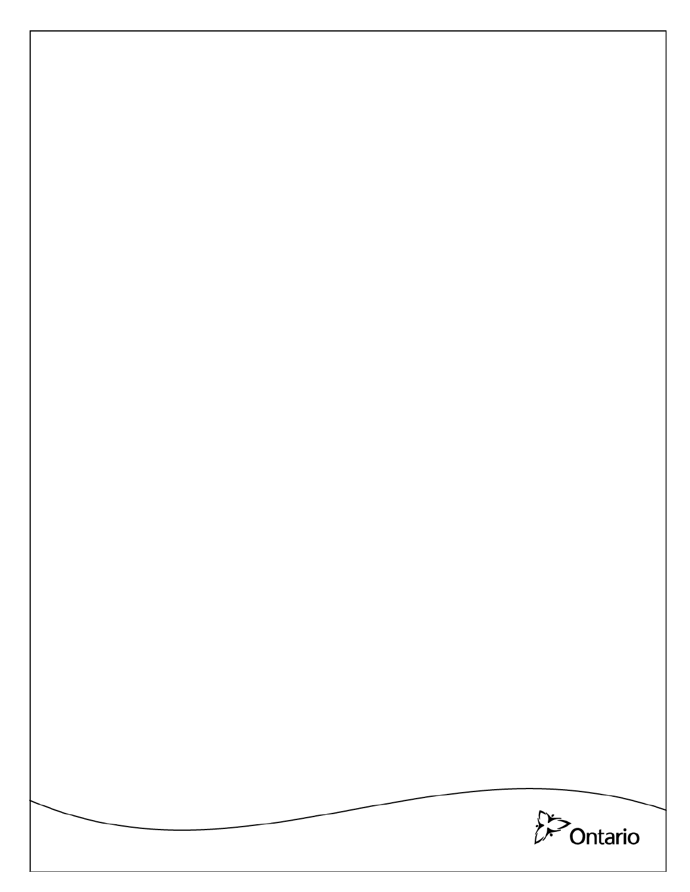Ontario